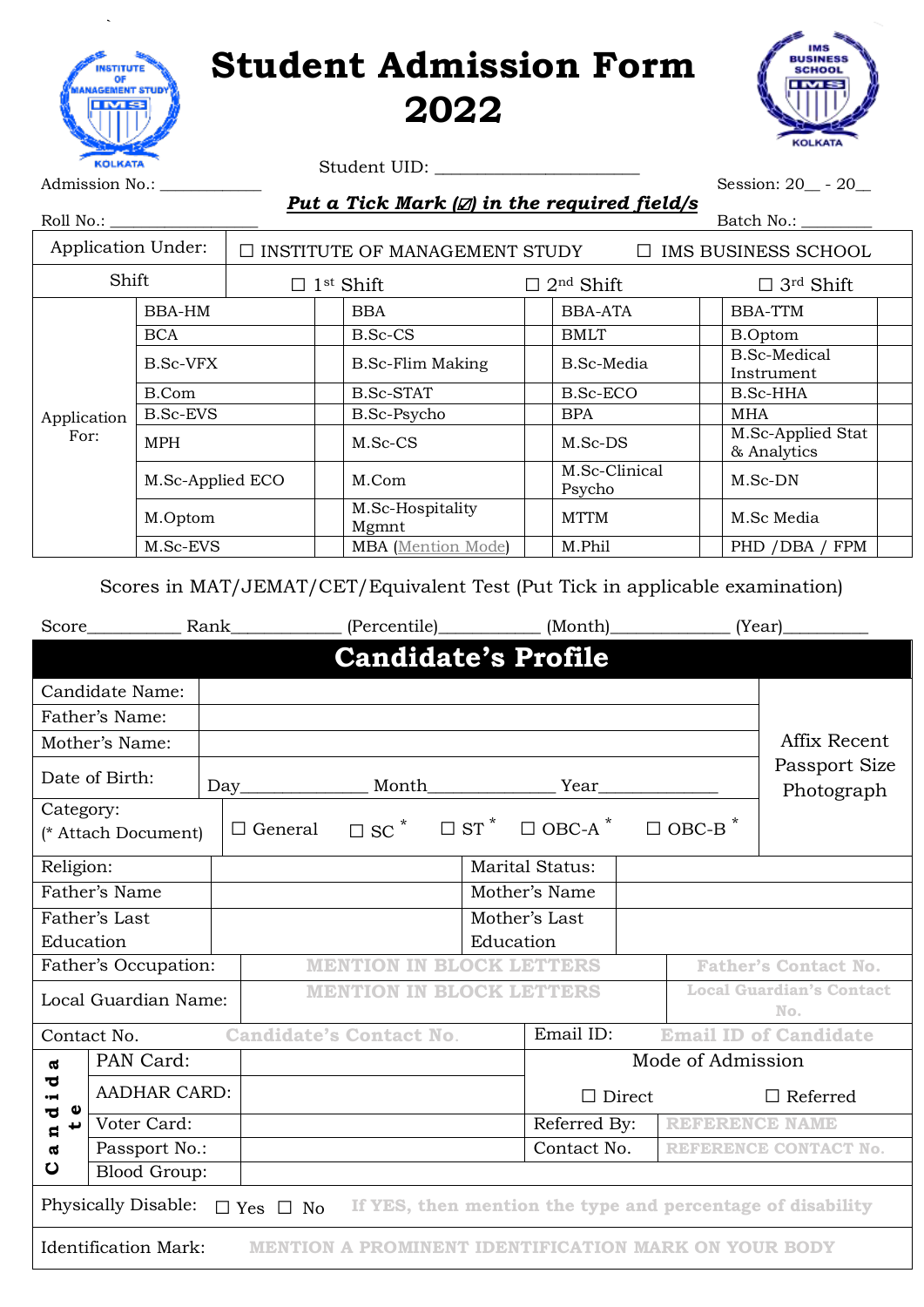# Student Admission Form 2022

Student UID: ______________________

Admission No.: ____________ Session: 20__ - 20__

***Put a Tick Mark (☑) in the required field/s***

Roll No.: __________________ Batch No.: ________

| Application Under: | ☐ INSTITUTE OF MANAGEMENT STUDY | ☐ IMS BUSINESS SCHOOL |
|---|---|---|

| Shift | ☐ 1st Shift | ☐ 2nd Shift | ☐ 3rd Shift |
|---|---|---|---|

| Application For: | | | | | | | | |
|---|---|---|---|---|---|---|---|---|
| | BBA-HM | | BBA | | BBA-ATA | | BBA-TTM | |
| | BCA | | B.Sc-CS | | BMLT | | B.Optom | |
| | B.Sc-VFX | | B.Sc-Flim Making | | B.Sc-Media | | B.Sc-Medical Instrument | |
| | B.Com | | B.Sc-STAT | | B.Sc-ECO | | B.Sc-HHA | |
| | B.Sc-EVS | | B.Sc-Psycho | | BPA | | MHA | |
| | MPH | | M.Sc-CS | | M.Sc-DS | | M.Sc-Applied Stat & Analytics | |
| | M.Sc-Applied ECO | | M.Com | | M.Sc-Clinical Psycho | | M.Sc-DN | |
| | M.Optom | | M.Sc-Hospitality Mgmnt | | MTTM | | M.Sc Media | |
| | M.Sc-EVS | | MBA (Mention Mode) | | M.Phil | | PHD /DBA / FPM | |

Scores in MAT/JEMAT/CET/Equivalent Test (Put Tick in applicable examination)

Score__________ Rank____________ (Percentile)___________ (Month)_____________ (Year)_________

## Candidate's Profile

| | | |
|---|---|---|
| Candidate Name: | | Affix Recent Passport Size Photograph |
| Father's Name: | | |
| Mother's Name: | | |
| Date of Birth: | Day_____________ Month_____________ Year____________ | |
| Category: (* Attach Document) | ☐ General ☐ SC * ☐ ST * ☐ OBC-A * ☐ OBC-B * | |

| | | | |
|---|---|---|---|
| Religion: | | Marital Status: | |
| Father's Name | | Mother's Name | |
| Father's Last Education | | Mother's Last Education | |
| Father's Occupation: | MENTION IN BLOCK LETTERS | Father's Contact No. | |
| Local Guardian Name: | MENTION IN BLOCK LETTERS | Local Guardian's Contact No. | |
| Contact No. | Candidate's Contact No. | Email ID: | Email ID of Candidate |

| Candidate | | | | |
|---|---|---|---|---|
| | PAN Card: | | Mode of Admission | |
| | AADHAR CARD: | | ☐ Direct | ☐ Referred |
| | Voter Card: | | Referred By: | REFERENCE NAME |
| | Passport No.: | | Contact No. | REFERENCE CONTACT No. |
| | Blood Group: | | | |

Physically Disable: ☐ Yes ☐ No If YES, then mention the type and percentage of disability

Identification Mark: MENTION A PROMINENT IDENTIFICATION MARK ON YOUR BODY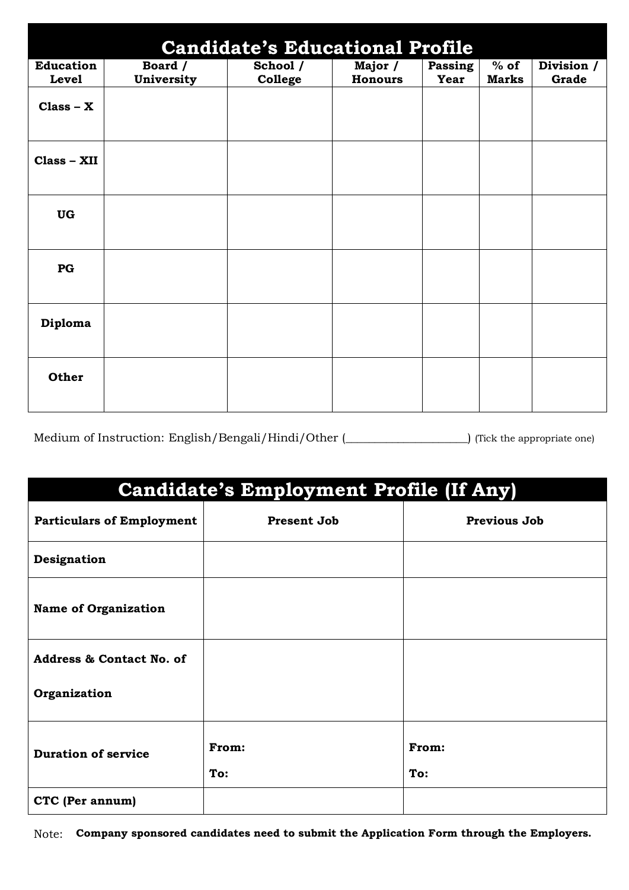## Candidate's Educational Profile

| Education Level | Board / University | School / College | Major / Honours | Passing Year | % of Marks | Division / Grade |
|---|---|---|---|---|---|---|
| **Class – X** | | | | | | |
| **Class – XII** | | | | | | |
| **UG** | | | | | | |
| **PG** | | | | | | |
| **Diploma** | | | | | | |
| **Other** | | | | | | |

Medium of Instruction: English/Bengali/Hindi/Other (____________________) (Tick the appropriate one)

## Candidate's Employment Profile (If Any)

| Particulars of Employment | Present Job | Previous Job |
|---|---|---|
| **Designation** | | |
| **Name of Organization** | | |
| **Address & Contact No. of Organization** | | |
| **Duration of service** | **From:** <br> **To:** | **From:** <br> **To:** |
| **CTC (Per annum)** | | |

Note: **Company sponsored candidates need to submit the Application Form through the Employers.**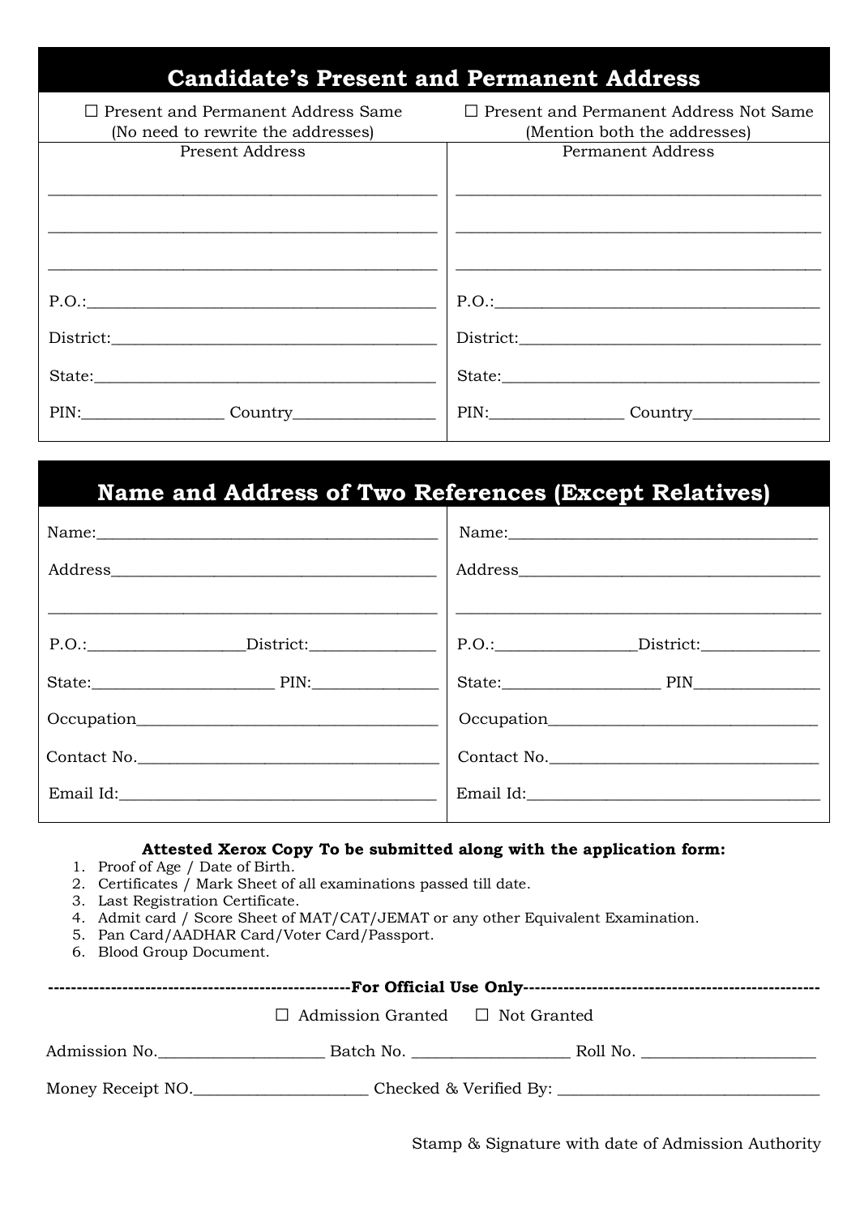## Candidate's Present and Permanent Address

| ☐ Present and Permanent Address Same (No need to rewrite the addresses) | ☐ Present and Permanent Address Not Same (Mention both the addresses) |
| --- | --- |
| Present Address | Permanent Address |
| ______________________________ | ______________________________ |
| ______________________________ | ______________________________ |
| ______________________________ | ______________________________ |
| P.O.:__________________________ | P.O.:__________________________ |
| District:_______________________ | District:_______________________ |
| State:_________________________ | State:_________________________ |
| PIN:__________ Country__________ | PIN:__________ Country__________ |

## Name and Address of Two References (Except Relatives)

| | |
| --- | --- |
| Name:__________________________ | Name:__________________________ |
| Address________________________ | Address________________________ |
| ______________________________ | ______________________________ |
| P.O.:__________District:__________ | P.O.:__________District:__________ |
| State:__________ PIN:__________ | State:__________ PIN__________ |
| Occupation______________________ | Occupation______________________ |
| Contact No.______________________ | Contact No.______________________ |
| Email Id:________________________ | Email Id:________________________ |

**Attested Xerox Copy To be submitted along with the application form:**

1. Proof of Age / Date of Birth.
2. Certificates / Mark Sheet of all examinations passed till date.
3. Last Registration Certificate.
4. Admit card / Score Sheet of MAT/CAT/JEMAT or any other Equivalent Examination.
5. Pan Card/AADHAR Card/Voter Card/Passport.
6. Blood Group Document.

**-----------------------------------------------------For Official Use Only---------------------------------------------------**

☐ Admission Granted ☐ Not Granted

Admission No.____________________ Batch No. ____________________ Roll No. ____________________

Money Receipt NO.____________________ Checked & Verified By: ________________________________

Stamp & Signature with date of Admission Authority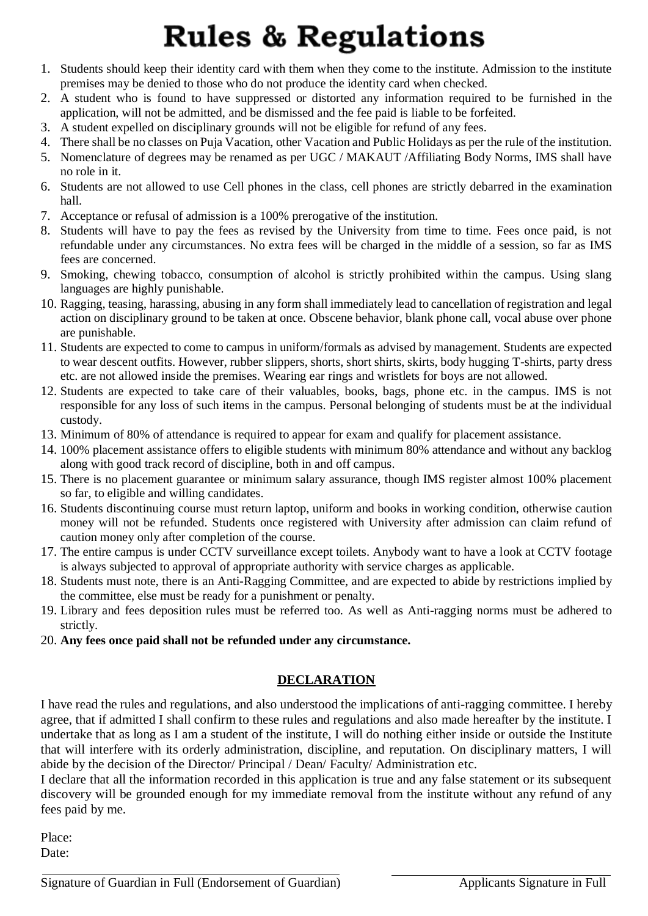# Rules & Regulations

1. Students should keep their identity card with them when they come to the institute. Admission to the institute premises may be denied to those who do not produce the identity card when checked.
2. A student who is found to have suppressed or distorted any information required to be furnished in the application, will not be admitted, and be dismissed and the fee paid is liable to be forfeited.
3. A student expelled on disciplinary grounds will not be eligible for refund of any fees.
4. There shall be no classes on Puja Vacation, other Vacation and Public Holidays as per the rule of the institution.
5. Nomenclature of degrees may be renamed as per UGC / MAKAUT /Affiliating Body Norms, IMS shall have no role in it.
6. Students are not allowed to use Cell phones in the class, cell phones are strictly debarred in the examination hall.
7. Acceptance or refusal of admission is a 100% prerogative of the institution.
8. Students will have to pay the fees as revised by the University from time to time. Fees once paid, is not refundable under any circumstances. No extra fees will be charged in the middle of a session, so far as IMS fees are concerned.
9. Smoking, chewing tobacco, consumption of alcohol is strictly prohibited within the campus. Using slang languages are highly punishable.
10. Ragging, teasing, harassing, abusing in any form shall immediately lead to cancellation of registration and legal action on disciplinary ground to be taken at once. Obscene behavior, blank phone call, vocal abuse over phone are punishable.
11. Students are expected to come to campus in uniform/formals as advised by management. Students are expected to wear descent outfits. However, rubber slippers, shorts, short shirts, skirts, body hugging T-shirts, party dress etc. are not allowed inside the premises. Wearing ear rings and wristlets for boys are not allowed.
12. Students are expected to take care of their valuables, books, bags, phone etc. in the campus. IMS is not responsible for any loss of such items in the campus. Personal belonging of students must be at the individual custody.
13. Minimum of 80% of attendance is required to appear for exam and qualify for placement assistance.
14. 100% placement assistance offers to eligible students with minimum 80% attendance and without any backlog along with good track record of discipline, both in and off campus.
15. There is no placement guarantee or minimum salary assurance, though IMS register almost 100% placement so far, to eligible and willing candidates.
16. Students discontinuing course must return laptop, uniform and books in working condition, otherwise caution money will not be refunded. Students once registered with University after admission can claim refund of caution money only after completion of the course.
17. The entire campus is under CCTV surveillance except toilets. Anybody want to have a look at CCTV footage is always subjected to approval of appropriate authority with service charges as applicable.
18. Students must note, there is an Anti-Ragging Committee, and are expected to abide by restrictions implied by the committee, else must be ready for a punishment or penalty.
19. Library and fees deposition rules must be referred too. As well as Anti-ragging norms must be adhered to strictly.
20. **Any fees once paid shall not be refunded under any circumstance.**

## DECLARATION

I have read the rules and regulations, and also understood the implications of anti-ragging committee. I hereby agree, that if admitted I shall confirm to these rules and regulations and also made hereafter by the institute. I undertake that as long as I am a student of the institute, I will do nothing either inside or outside the Institute that will interfere with its orderly administration, discipline, and reputation. On disciplinary matters, I will abide by the decision of the Director/ Principal / Dean/ Faculty/ Administration etc.

I declare that all the information recorded in this application is true and any false statement or its subsequent discovery will be grounded enough for my immediate removal from the institute without any refund of any fees paid by me.

Place:

Date:

Signature of Guardian in Full (Endorsement of Guardian)

Applicants Signature in Full